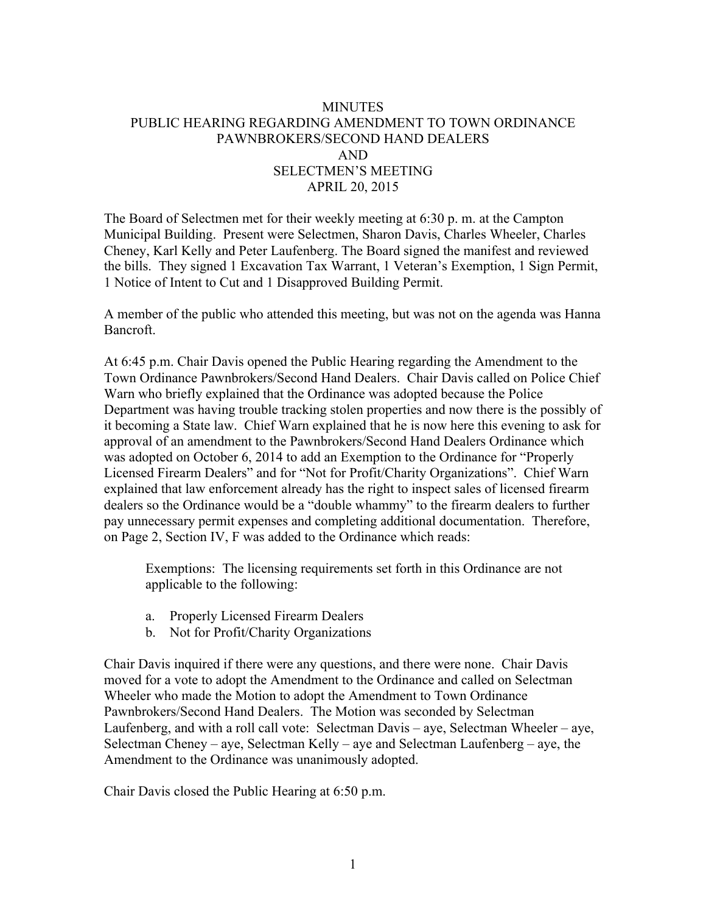# MINUTES
## PUBLIC HEARING REGARDING AMENDMENT TO TOWN ORDINANCE PAWNBROKERS/SECOND HAND DEALERS AND SELECTMEN'S MEETING
## APRIL 20, 2015

The Board of Selectmen met for their weekly meeting at 6:30 p. m. at the Campton Municipal Building. Present were Selectmen, Sharon Davis, Charles Wheeler, Charles Cheney, Karl Kelly and Peter Laufenberg. The Board signed the manifest and reviewed the bills. They signed 1 Excavation Tax Warrant, 1 Veteran's Exemption, 1 Sign Permit, 1 Notice of Intent to Cut and 1 Disapproved Building Permit.

A member of the public who attended this meeting, but was not on the agenda was Hanna Bancroft.

At 6:45 p.m. Chair Davis opened the Public Hearing regarding the Amendment to the Town Ordinance Pawnbrokers/Second Hand Dealers. Chair Davis called on Police Chief Warn who briefly explained that the Ordinance was adopted because the Police Department was having trouble tracking stolen properties and now there is the possibly of it becoming a State law. Chief Warn explained that he is now here this evening to ask for approval of an amendment to the Pawnbrokers/Second Hand Dealers Ordinance which was adopted on October 6, 2014 to add an Exemption to the Ordinance for "Properly Licensed Firearm Dealers" and for "Not for Profit/Charity Organizations". Chief Warn explained that law enforcement already has the right to inspect sales of licensed firearm dealers so the Ordinance would be a "double whammy" to the firearm dealers to further pay unnecessary permit expenses and completing additional documentation. Therefore, on Page 2, Section IV, F was added to the Ordinance which reads:

> Exemptions: The licensing requirements set forth in this Ordinance are not applicable to the following:
>
> a. Properly Licensed Firearm Dealers
> b. Not for Profit/Charity Organizations

Chair Davis inquired if there were any questions, and there were none. Chair Davis moved for a vote to adopt the Amendment to the Ordinance and called on Selectman Wheeler who made the Motion to adopt the Amendment to Town Ordinance Pawnbrokers/Second Hand Dealers. The Motion was seconded by Selectman Laufenberg, and with a roll call vote: Selectman Davis – aye, Selectman Wheeler – aye, Selectman Cheney – aye, Selectman Kelly – aye and Selectman Laufenberg – aye, the Amendment to the Ordinance was unanimously adopted.

Chair Davis closed the Public Hearing at 6:50 p.m.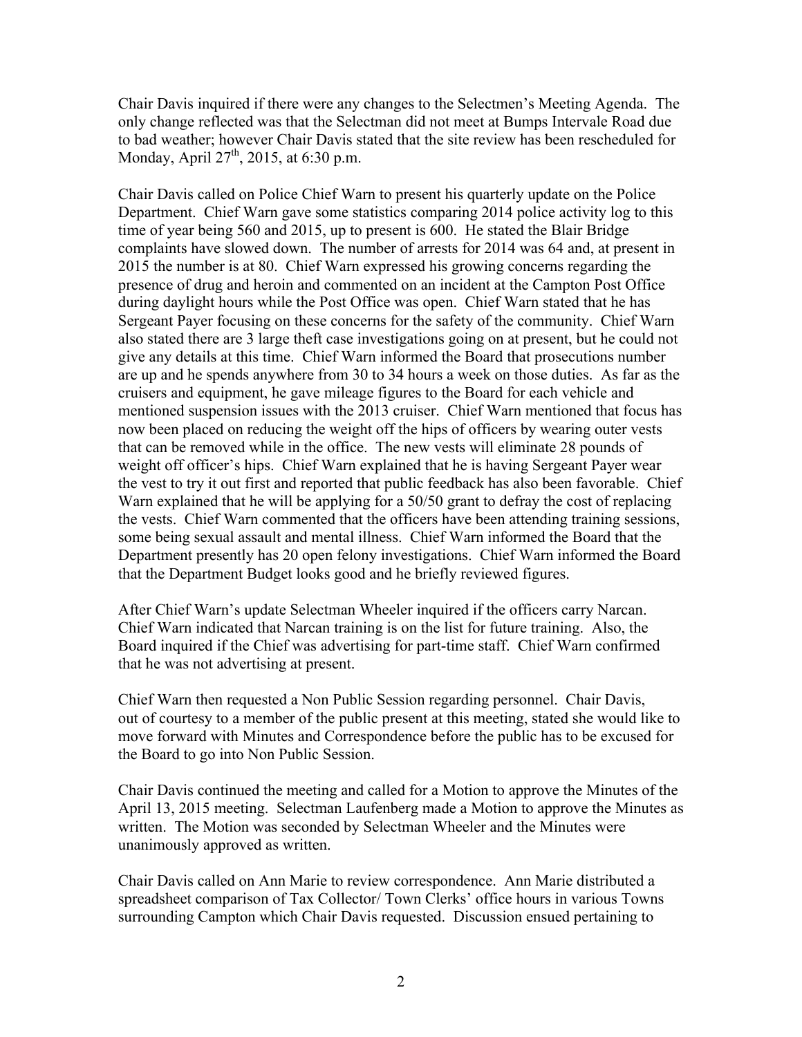Chair Davis inquired if there were any changes to the Selectmen's Meeting Agenda. The only change reflected was that the Selectman did not meet at Bumps Intervale Road due to bad weather; however Chair Davis stated that the site review has been rescheduled for Monday, April 27th, 2015, at 6:30 p.m.

Chair Davis called on Police Chief Warn to present his quarterly update on the Police Department. Chief Warn gave some statistics comparing 2014 police activity log to this time of year being 560 and 2015, up to present is 600. He stated the Blair Bridge complaints have slowed down. The number of arrests for 2014 was 64 and, at present in 2015 the number is at 80. Chief Warn expressed his growing concerns regarding the presence of drug and heroin and commented on an incident at the Campton Post Office during daylight hours while the Post Office was open. Chief Warn stated that he has Sergeant Payer focusing on these concerns for the safety of the community. Chief Warn also stated there are 3 large theft case investigations going on at present, but he could not give any details at this time. Chief Warn informed the Board that prosecutions number are up and he spends anywhere from 30 to 34 hours a week on those duties. As far as the cruisers and equipment, he gave mileage figures to the Board for each vehicle and mentioned suspension issues with the 2013 cruiser. Chief Warn mentioned that focus has now been placed on reducing the weight off the hips of officers by wearing outer vests that can be removed while in the office. The new vests will eliminate 28 pounds of weight off officer's hips. Chief Warn explained that he is having Sergeant Payer wear the vest to try it out first and reported that public feedback has also been favorable. Chief Warn explained that he will be applying for a 50/50 grant to defray the cost of replacing the vests. Chief Warn commented that the officers have been attending training sessions, some being sexual assault and mental illness. Chief Warn informed the Board that the Department presently has 20 open felony investigations. Chief Warn informed the Board that the Department Budget looks good and he briefly reviewed figures.

After Chief Warn's update Selectman Wheeler inquired if the officers carry Narcan. Chief Warn indicated that Narcan training is on the list for future training. Also, the Board inquired if the Chief was advertising for part-time staff. Chief Warn confirmed that he was not advertising at present.

Chief Warn then requested a Non Public Session regarding personnel. Chair Davis, out of courtesy to a member of the public present at this meeting, stated she would like to move forward with Minutes and Correspondence before the public has to be excused for the Board to go into Non Public Session.

Chair Davis continued the meeting and called for a Motion to approve the Minutes of the April 13, 2015 meeting. Selectman Laufenberg made a Motion to approve the Minutes as written. The Motion was seconded by Selectman Wheeler and the Minutes were unanimously approved as written.

Chair Davis called on Ann Marie to review correspondence. Ann Marie distributed a spreadsheet comparison of Tax Collector/ Town Clerks' office hours in various Towns surrounding Campton which Chair Davis requested. Discussion ensued pertaining to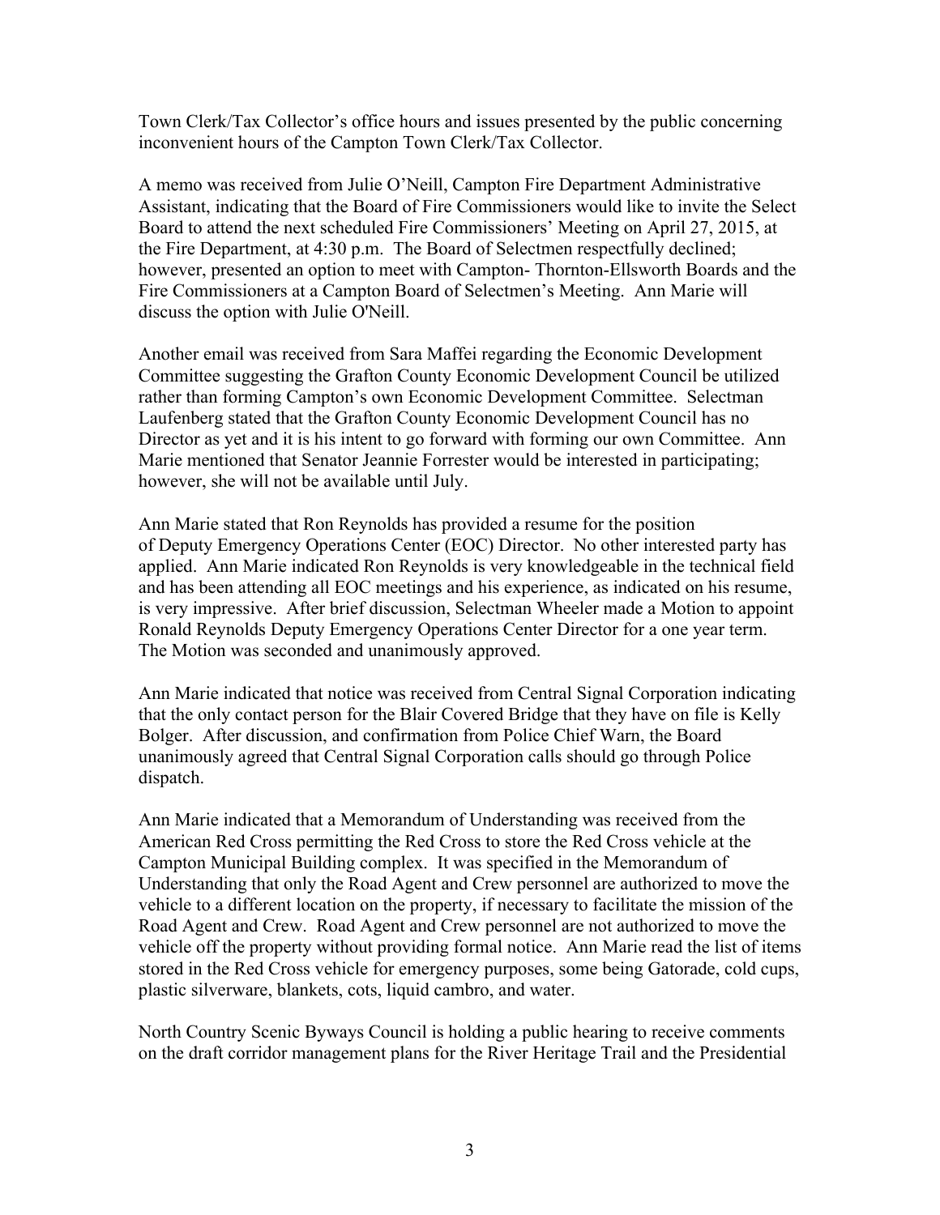Town Clerk/Tax Collector's office hours and issues presented by the public concerning inconvenient hours of the Campton Town Clerk/Tax Collector.

A memo was received from Julie O'Neill, Campton Fire Department Administrative Assistant, indicating that the Board of Fire Commissioners would like to invite the Select Board to attend the next scheduled Fire Commissioners' Meeting on April 27, 2015, at the Fire Department, at 4:30 p.m. The Board of Selectmen respectfully declined; however, presented an option to meet with Campton- Thornton-Ellsworth Boards and the Fire Commissioners at a Campton Board of Selectmen's Meeting. Ann Marie will discuss the option with Julie O'Neill.

Another email was received from Sara Maffei regarding the Economic Development Committee suggesting the Grafton County Economic Development Council be utilized rather than forming Campton's own Economic Development Committee. Selectman Laufenberg stated that the Grafton County Economic Development Council has no Director as yet and it is his intent to go forward with forming our own Committee. Ann Marie mentioned that Senator Jeannie Forrester would be interested in participating; however, she will not be available until July.

Ann Marie stated that Ron Reynolds has provided a resume for the position of Deputy Emergency Operations Center (EOC) Director. No other interested party has applied. Ann Marie indicated Ron Reynolds is very knowledgeable in the technical field and has been attending all EOC meetings and his experience, as indicated on his resume, is very impressive. After brief discussion, Selectman Wheeler made a Motion to appoint Ronald Reynolds Deputy Emergency Operations Center Director for a one year term. The Motion was seconded and unanimously approved.

Ann Marie indicated that notice was received from Central Signal Corporation indicating that the only contact person for the Blair Covered Bridge that they have on file is Kelly Bolger. After discussion, and confirmation from Police Chief Warn, the Board unanimously agreed that Central Signal Corporation calls should go through Police dispatch.

Ann Marie indicated that a Memorandum of Understanding was received from the American Red Cross permitting the Red Cross to store the Red Cross vehicle at the Campton Municipal Building complex. It was specified in the Memorandum of Understanding that only the Road Agent and Crew personnel are authorized to move the vehicle to a different location on the property, if necessary to facilitate the mission of the Road Agent and Crew. Road Agent and Crew personnel are not authorized to move the vehicle off the property without providing formal notice. Ann Marie read the list of items stored in the Red Cross vehicle for emergency purposes, some being Gatorade, cold cups, plastic silverware, blankets, cots, liquid cambro, and water.

North Country Scenic Byways Council is holding a public hearing to receive comments on the draft corridor management plans for the River Heritage Trail and the Presidential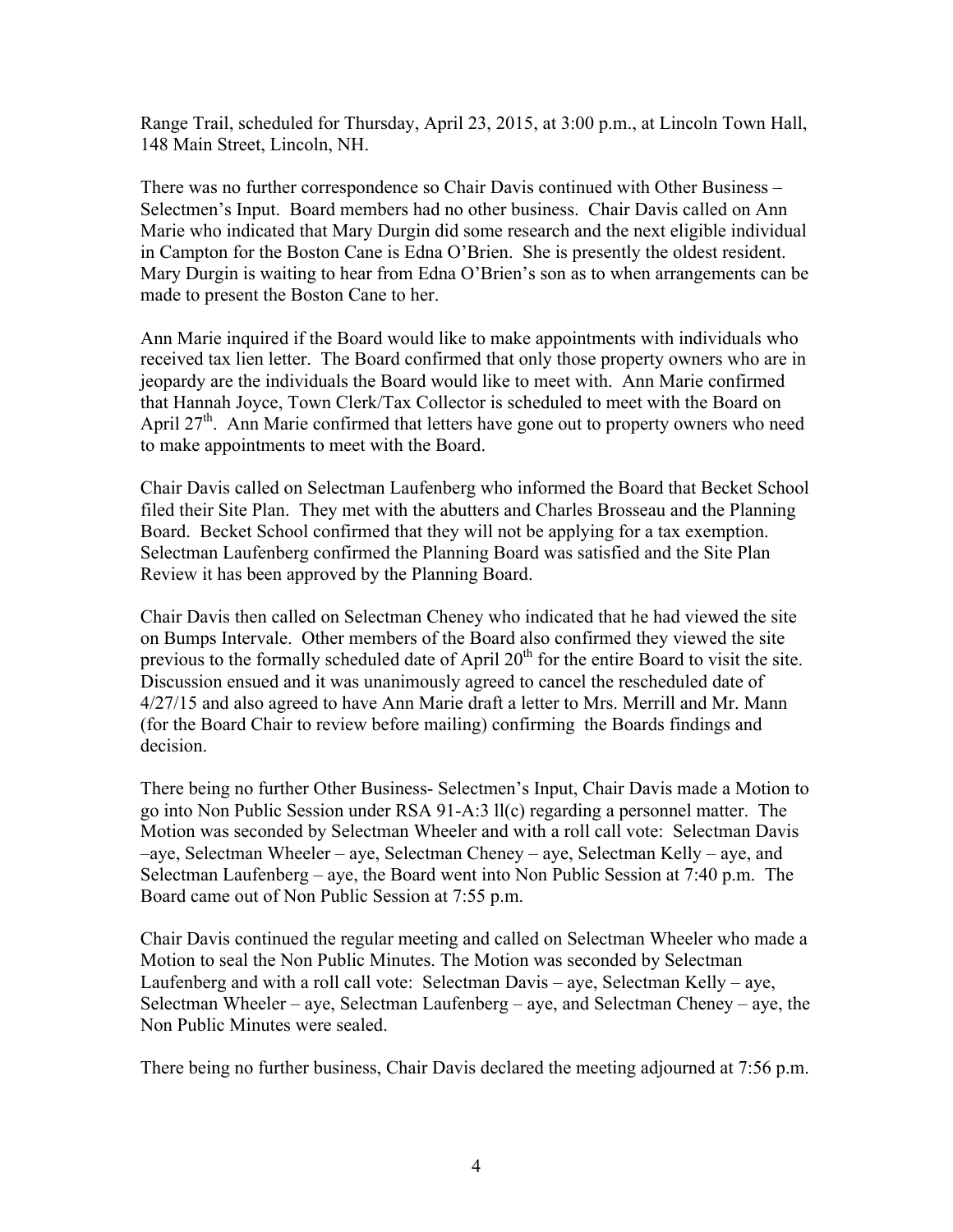Range Trail, scheduled for Thursday, April 23, 2015, at 3:00 p.m., at Lincoln Town Hall, 148 Main Street, Lincoln, NH.

There was no further correspondence so Chair Davis continued with Other Business – Selectmen's Input. Board members had no other business. Chair Davis called on Ann Marie who indicated that Mary Durgin did some research and the next eligible individual in Campton for the Boston Cane is Edna O'Brien. She is presently the oldest resident. Mary Durgin is waiting to hear from Edna O'Brien's son as to when arrangements can be made to present the Boston Cane to her.

Ann Marie inquired if the Board would like to make appointments with individuals who received tax lien letter. The Board confirmed that only those property owners who are in jeopardy are the individuals the Board would like to meet with. Ann Marie confirmed that Hannah Joyce, Town Clerk/Tax Collector is scheduled to meet with the Board on April 27th. Ann Marie confirmed that letters have gone out to property owners who need to make appointments to meet with the Board.

Chair Davis called on Selectman Laufenberg who informed the Board that Becket School filed their Site Plan. They met with the abutters and Charles Brosseau and the Planning Board. Becket School confirmed that they will not be applying for a tax exemption. Selectman Laufenberg confirmed the Planning Board was satisfied and the Site Plan Review it has been approved by the Planning Board.

Chair Davis then called on Selectman Cheney who indicated that he had viewed the site on Bumps Intervale. Other members of the Board also confirmed they viewed the site previous to the formally scheduled date of April 20th for the entire Board to visit the site. Discussion ensued and it was unanimously agreed to cancel the rescheduled date of 4/27/15 and also agreed to have Ann Marie draft a letter to Mrs. Merrill and Mr. Mann (for the Board Chair to review before mailing) confirming the Boards findings and decision.

There being no further Other Business- Selectmen's Input, Chair Davis made a Motion to go into Non Public Session under RSA 91-A:3 ll(c) regarding a personnel matter. The Motion was seconded by Selectman Wheeler and with a roll call vote: Selectman Davis –aye, Selectman Wheeler – aye, Selectman Cheney – aye, Selectman Kelly – aye, and Selectman Laufenberg – aye, the Board went into Non Public Session at 7:40 p.m. The Board came out of Non Public Session at 7:55 p.m.

Chair Davis continued the regular meeting and called on Selectman Wheeler who made a Motion to seal the Non Public Minutes. The Motion was seconded by Selectman Laufenberg and with a roll call vote: Selectman Davis – aye, Selectman Kelly – aye, Selectman Wheeler – aye, Selectman Laufenberg – aye, and Selectman Cheney – aye, the Non Public Minutes were sealed.

There being no further business, Chair Davis declared the meeting adjourned at 7:56 p.m.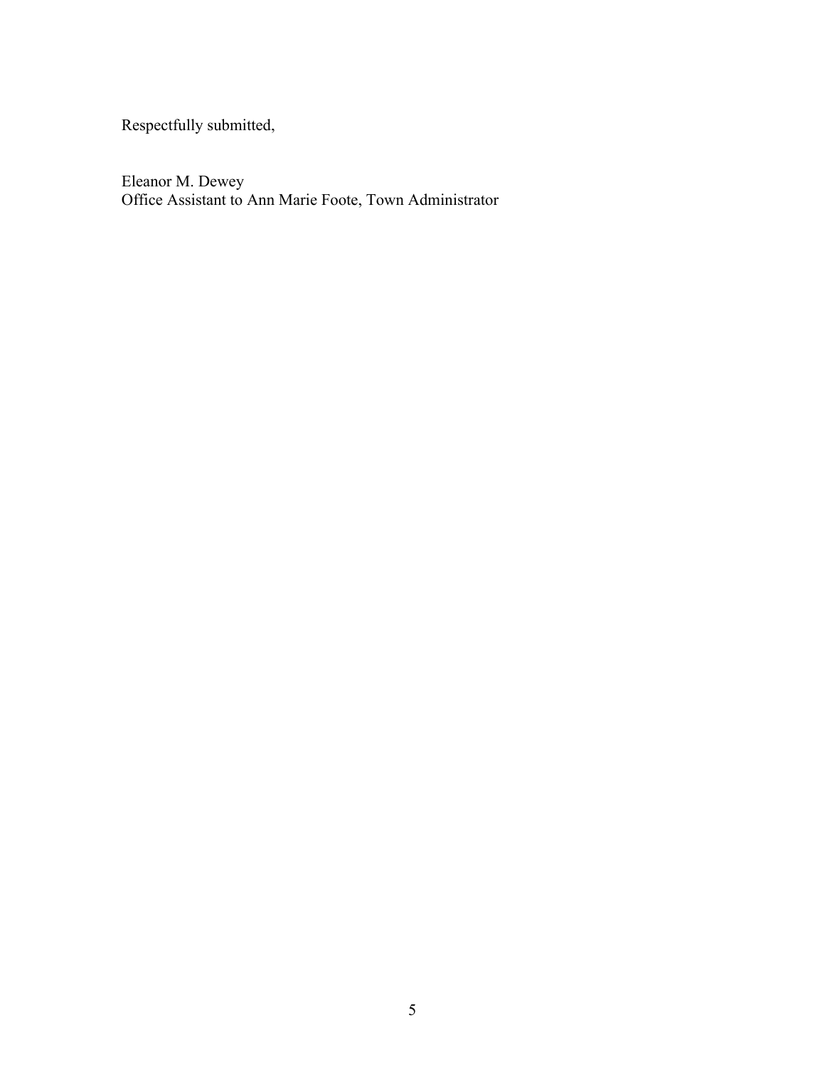Respectfully submitted,

Eleanor M. Dewey
Office Assistant to Ann Marie Foote, Town Administrator